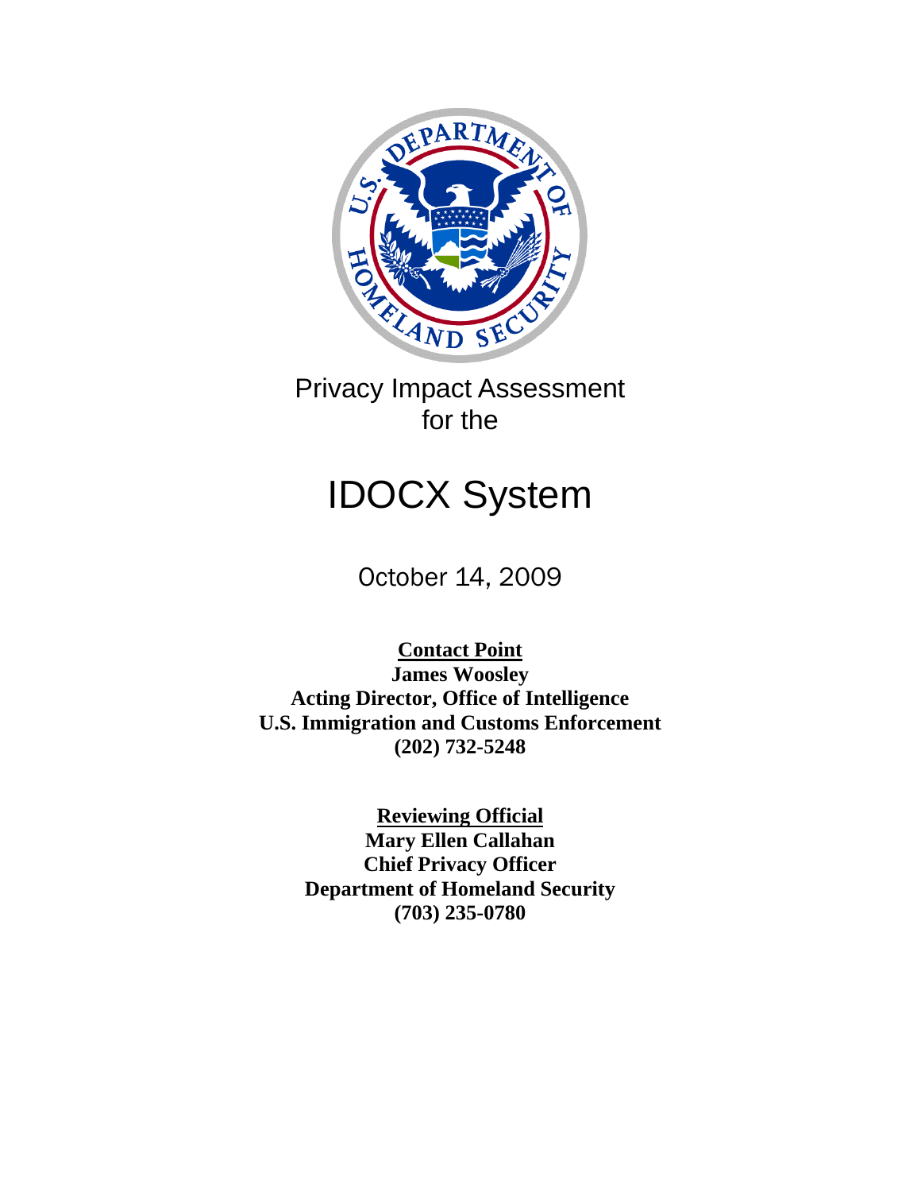Privacy Impact Assessment
for the

# IDOCX System

October 14, 2009

**Contact Point**
**James Woosley**
**Acting Director, Office of Intelligence**
**U.S. Immigration and Customs Enforcement**
**(202) 732-5248**

**Reviewing Official**
**Mary Ellen Callahan**
**Chief Privacy Officer**
**Department of Homeland Security**
**(703) 235-0780**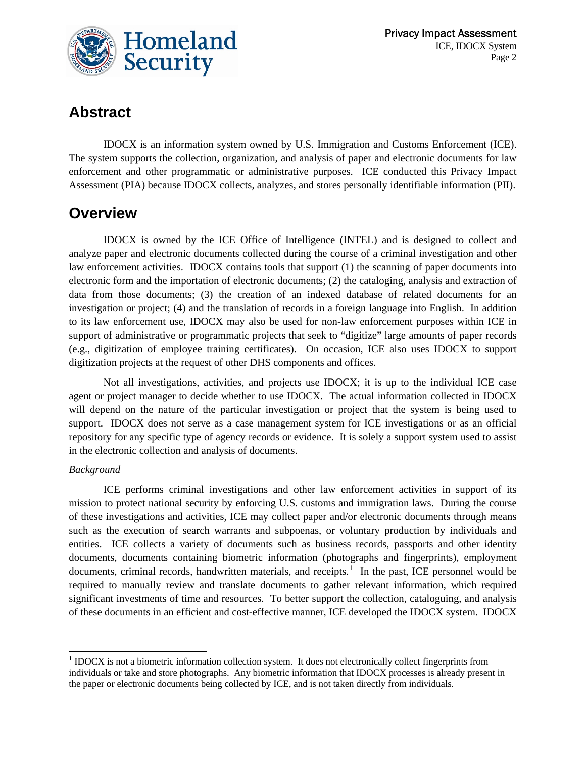## Abstract

IDOCX is an information system owned by U.S. Immigration and Customs Enforcement (ICE). The system supports the collection, organization, and analysis of paper and electronic documents for law enforcement and other programmatic or administrative purposes. ICE conducted this Privacy Impact Assessment (PIA) because IDOCX collects, analyzes, and stores personally identifiable information (PII).

## Overview

IDOCX is owned by the ICE Office of Intelligence (INTEL) and is designed to collect and analyze paper and electronic documents collected during the course of a criminal investigation and other law enforcement activities. IDOCX contains tools that support (1) the scanning of paper documents into electronic form and the importation of electronic documents; (2) the cataloging, analysis and extraction of data from those documents; (3) the creation of an indexed database of related documents for an investigation or project; (4) and the translation of records in a foreign language into English. In addition to its law enforcement use, IDOCX may also be used for non-law enforcement purposes within ICE in support of administrative or programmatic projects that seek to "digitize" large amounts of paper records (e.g., digitization of employee training certificates). On occasion, ICE also uses IDOCX to support digitization projects at the request of other DHS components and offices.

Not all investigations, activities, and projects use IDOCX; it is up to the individual ICE case agent or project manager to decide whether to use IDOCX. The actual information collected in IDOCX will depend on the nature of the particular investigation or project that the system is being used to support. IDOCX does not serve as a case management system for ICE investigations or as an official repository for any specific type of agency records or evidence. It is solely a support system used to assist in the electronic collection and analysis of documents.

*Background*

ICE performs criminal investigations and other law enforcement activities in support of its mission to protect national security by enforcing U.S. customs and immigration laws. During the course of these investigations and activities, ICE may collect paper and/or electronic documents through means such as the execution of search warrants and subpoenas, or voluntary production by individuals and entities. ICE collects a variety of documents such as business records, passports and other identity documents, documents containing biometric information (photographs and fingerprints), employment documents, criminal records, handwritten materials, and receipts.[1] In the past, ICE personnel would be required to manually review and translate documents to gather relevant information, which required significant investments of time and resources. To better support the collection, cataloguing, and analysis of these documents in an efficient and cost-effective manner, ICE developed the IDOCX system. IDOCX

---

[1] IDOCX is not a biometric information collection system. It does not electronically collect fingerprints from individuals or take and store photographs. Any biometric information that IDOCX processes is already present in the paper or electronic documents being collected by ICE, and is not taken directly from individuals.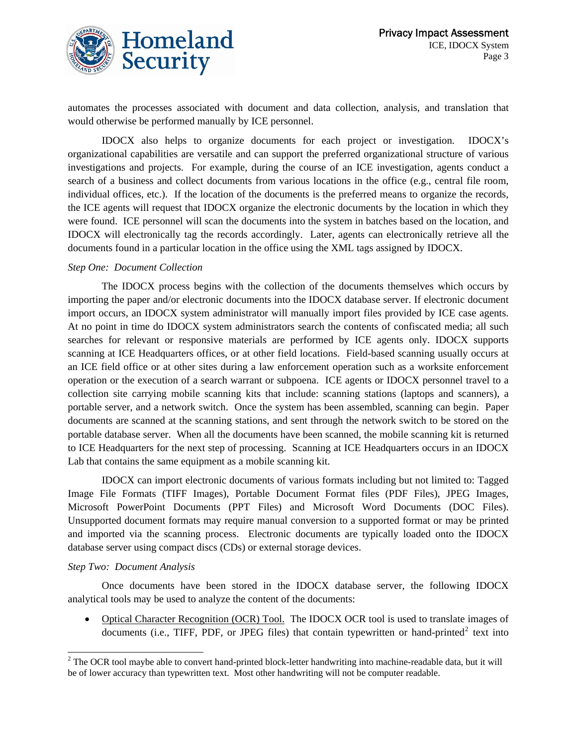automates the processes associated with document and data collection, analysis, and translation that would otherwise be performed manually by ICE personnel.

IDOCX also helps to organize documents for each project or investigation. IDOCX's organizational capabilities are versatile and can support the preferred organizational structure of various investigations and projects. For example, during the course of an ICE investigation, agents conduct a search of a business and collect documents from various locations in the office (e.g., central file room, individual offices, etc.). If the location of the documents is the preferred means to organize the records, the ICE agents will request that IDOCX organize the electronic documents by the location in which they were found. ICE personnel will scan the documents into the system in batches based on the location, and IDOCX will electronically tag the records accordingly. Later, agents can electronically retrieve all the documents found in a particular location in the office using the XML tags assigned by IDOCX.

*Step One: Document Collection*

The IDOCX process begins with the collection of the documents themselves which occurs by importing the paper and/or electronic documents into the IDOCX database server. If electronic document import occurs, an IDOCX system administrator will manually import files provided by ICE case agents. At no point in time do IDOCX system administrators search the contents of confiscated media; all such searches for relevant or responsive materials are performed by ICE agents only. IDOCX supports scanning at ICE Headquarters offices, or at other field locations. Field-based scanning usually occurs at an ICE field office or at other sites during a law enforcement operation such as a worksite enforcement operation or the execution of a search warrant or subpoena. ICE agents or IDOCX personnel travel to a collection site carrying mobile scanning kits that include: scanning stations (laptops and scanners), a portable server, and a network switch. Once the system has been assembled, scanning can begin. Paper documents are scanned at the scanning stations, and sent through the network switch to be stored on the portable database server. When all the documents have been scanned, the mobile scanning kit is returned to ICE Headquarters for the next step of processing. Scanning at ICE Headquarters occurs in an IDOCX Lab that contains the same equipment as a mobile scanning kit.

IDOCX can import electronic documents of various formats including but not limited to: Tagged Image File Formats (TIFF Images), Portable Document Format files (PDF Files), JPEG Images, Microsoft PowerPoint Documents (PPT Files) and Microsoft Word Documents (DOC Files). Unsupported document formats may require manual conversion to a supported format or may be printed and imported via the scanning process. Electronic documents are typically loaded onto the IDOCX database server using compact discs (CDs) or external storage devices.

*Step Two: Document Analysis*

Once documents have been stored in the IDOCX database server, the following IDOCX analytical tools may be used to analyze the content of the documents:

- Optical Character Recognition (OCR) Tool. The IDOCX OCR tool is used to translate images of documents (i.e., TIFF, PDF, or JPEG files) that contain typewritten or hand-printed[2] text into

[2] The OCR tool maybe able to convert hand-printed block-letter handwriting into machine-readable data, but it will be of lower accuracy than typewritten text. Most other handwriting will not be computer readable.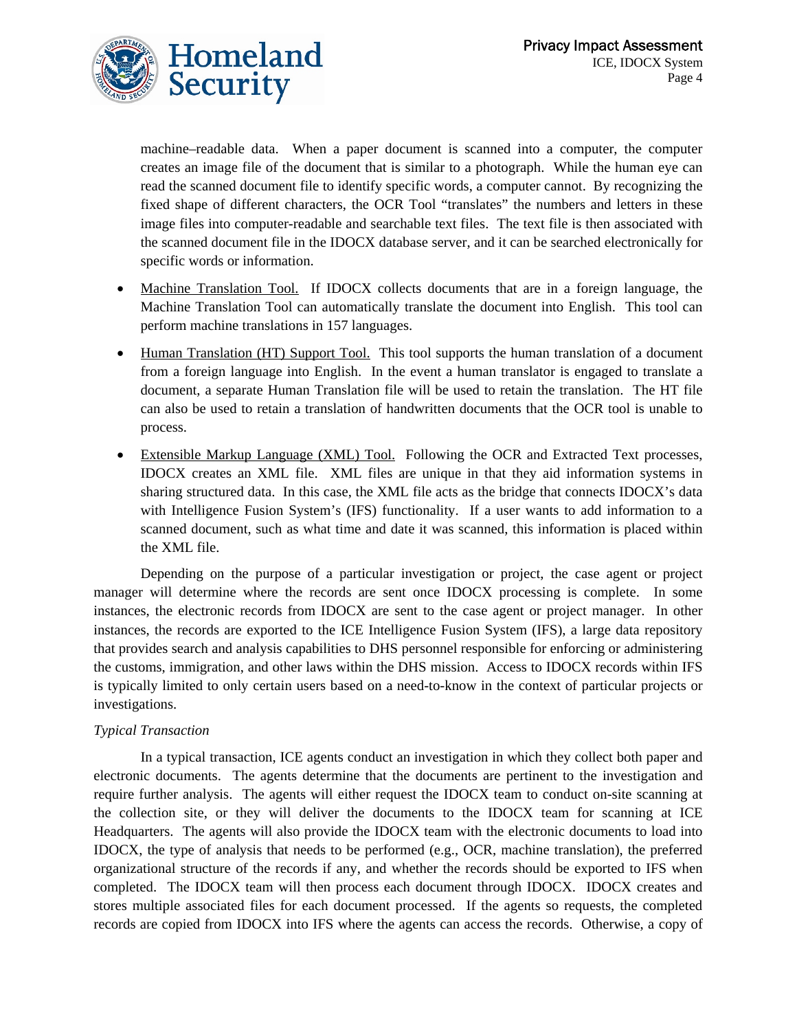machine–readable data. When a paper document is scanned into a computer, the computer creates an image file of the document that is similar to a photograph. While the human eye can read the scanned document file to identify specific words, a computer cannot. By recognizing the fixed shape of different characters, the OCR Tool "translates" the numbers and letters in these image files into computer-readable and searchable text files. The text file is then associated with the scanned document file in the IDOCX database server, and it can be searched electronically for specific words or information.

- Machine Translation Tool. If IDOCX collects documents that are in a foreign language, the Machine Translation Tool can automatically translate the document into English. This tool can perform machine translations in 157 languages.
- Human Translation (HT) Support Tool. This tool supports the human translation of a document from a foreign language into English. In the event a human translator is engaged to translate a document, a separate Human Translation file will be used to retain the translation. The HT file can also be used to retain a translation of handwritten documents that the OCR tool is unable to process.
- Extensible Markup Language (XML) Tool. Following the OCR and Extracted Text processes, IDOCX creates an XML file. XML files are unique in that they aid information systems in sharing structured data. In this case, the XML file acts as the bridge that connects IDOCX's data with Intelligence Fusion System's (IFS) functionality. If a user wants to add information to a scanned document, such as what time and date it was scanned, this information is placed within the XML file.

Depending on the purpose of a particular investigation or project, the case agent or project manager will determine where the records are sent once IDOCX processing is complete. In some instances, the electronic records from IDOCX are sent to the case agent or project manager. In other instances, the records are exported to the ICE Intelligence Fusion System (IFS), a large data repository that provides search and analysis capabilities to DHS personnel responsible for enforcing or administering the customs, immigration, and other laws within the DHS mission. Access to IDOCX records within IFS is typically limited to only certain users based on a need-to-know in the context of particular projects or investigations.

*Typical Transaction*

In a typical transaction, ICE agents conduct an investigation in which they collect both paper and electronic documents. The agents determine that the documents are pertinent to the investigation and require further analysis. The agents will either request the IDOCX team to conduct on-site scanning at the collection site, or they will deliver the documents to the IDOCX team for scanning at ICE Headquarters. The agents will also provide the IDOCX team with the electronic documents to load into IDOCX, the type of analysis that needs to be performed (e.g., OCR, machine translation), the preferred organizational structure of the records if any, and whether the records should be exported to IFS when completed. The IDOCX team will then process each document through IDOCX. IDOCX creates and stores multiple associated files for each document processed. If the agents so requests, the completed records are copied from IDOCX into IFS where the agents can access the records. Otherwise, a copy of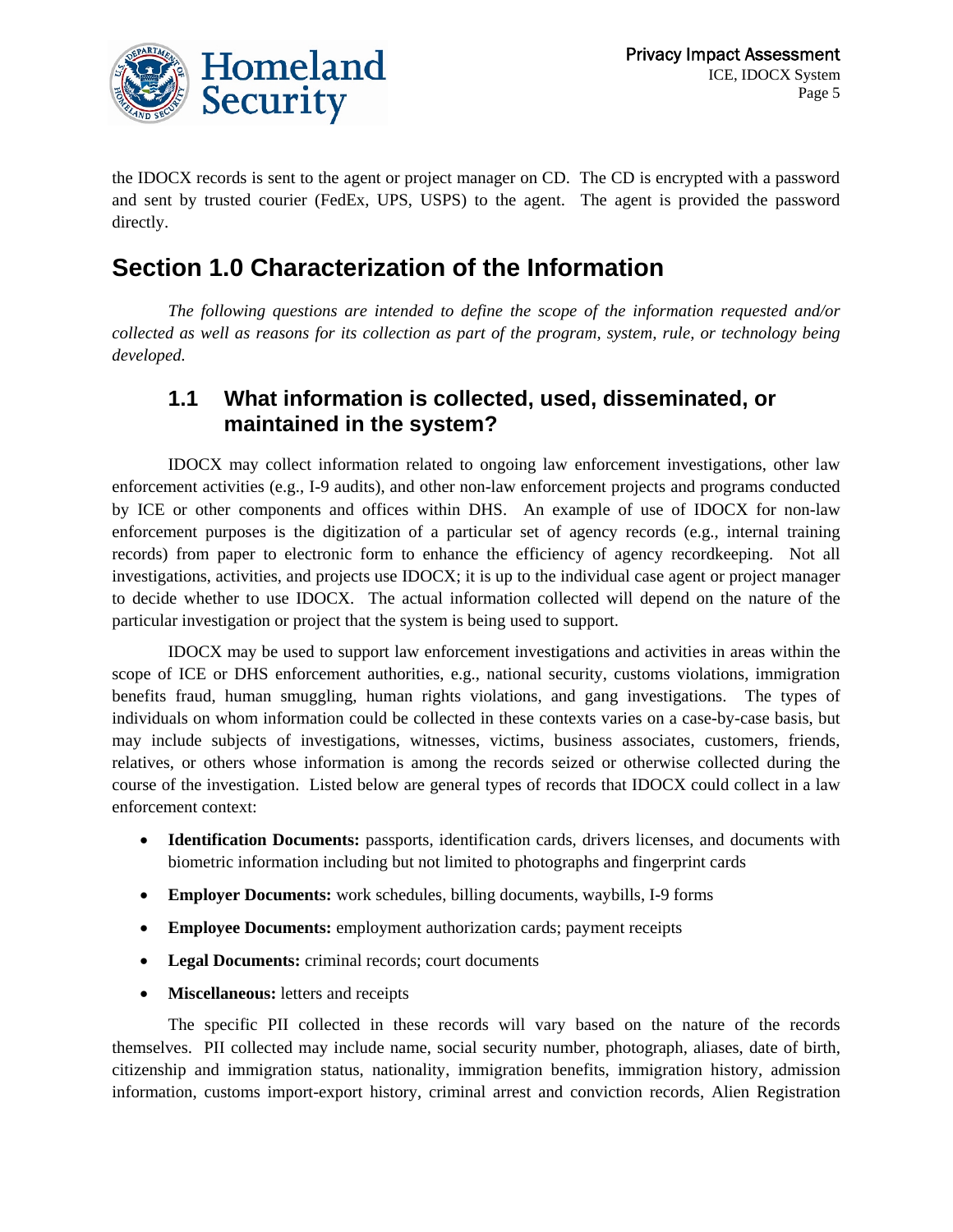the IDOCX records is sent to the agent or project manager on CD. The CD is encrypted with a password and sent by trusted courier (FedEx, UPS, USPS) to the agent. The agent is provided the password directly.

# Section 1.0 Characterization of the Information

*The following questions are intended to define the scope of the information requested and/or collected as well as reasons for its collection as part of the program, system, rule, or technology being developed.*

## 1.1 What information is collected, used, disseminated, or maintained in the system?

IDOCX may collect information related to ongoing law enforcement investigations, other law enforcement activities (e.g., I-9 audits), and other non-law enforcement projects and programs conducted by ICE or other components and offices within DHS. An example of use of IDOCX for non-law enforcement purposes is the digitization of a particular set of agency records (e.g., internal training records) from paper to electronic form to enhance the efficiency of agency recordkeeping. Not all investigations, activities, and projects use IDOCX; it is up to the individual case agent or project manager to decide whether to use IDOCX. The actual information collected will depend on the nature of the particular investigation or project that the system is being used to support.

IDOCX may be used to support law enforcement investigations and activities in areas within the scope of ICE or DHS enforcement authorities, e.g., national security, customs violations, immigration benefits fraud, human smuggling, human rights violations, and gang investigations. The types of individuals on whom information could be collected in these contexts varies on a case-by-case basis, but may include subjects of investigations, witnesses, victims, business associates, customers, friends, relatives, or others whose information is among the records seized or otherwise collected during the course of the investigation. Listed below are general types of records that IDOCX could collect in a law enforcement context:

- **Identification Documents:** passports, identification cards, drivers licenses, and documents with biometric information including but not limited to photographs and fingerprint cards
- **Employer Documents:** work schedules, billing documents, waybills, I-9 forms
- **Employee Documents:** employment authorization cards; payment receipts
- **Legal Documents:** criminal records; court documents
- **Miscellaneous:** letters and receipts

The specific PII collected in these records will vary based on the nature of the records themselves. PII collected may include name, social security number, photograph, aliases, date of birth, citizenship and immigration status, nationality, immigration benefits, immigration history, admission information, customs import-export history, criminal arrest and conviction records, Alien Registration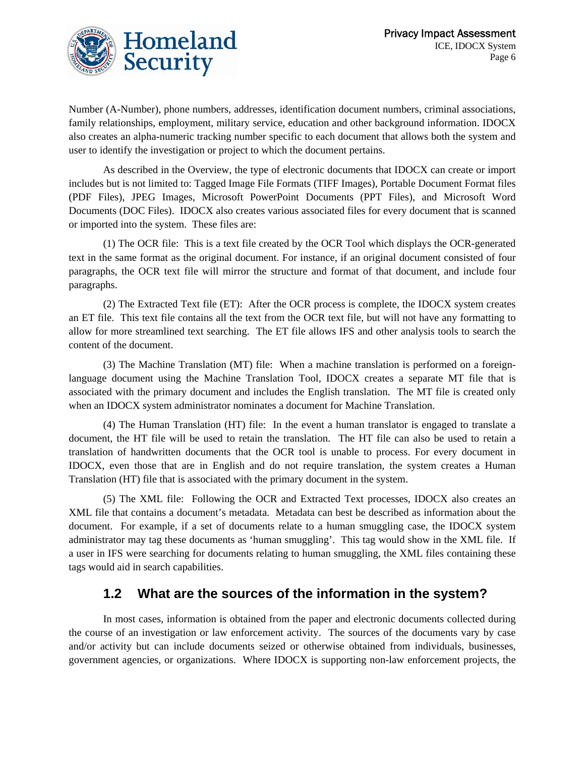Number (A-Number), phone numbers, addresses, identification document numbers, criminal associations, family relationships, employment, military service, education and other background information. IDOCX also creates an alpha-numeric tracking number specific to each document that allows both the system and user to identify the investigation or project to which the document pertains.

As described in the Overview, the type of electronic documents that IDOCX can create or import includes but is not limited to: Tagged Image File Formats (TIFF Images), Portable Document Format files (PDF Files), JPEG Images, Microsoft PowerPoint Documents (PPT Files), and Microsoft Word Documents (DOC Files). IDOCX also creates various associated files for every document that is scanned or imported into the system. These files are:

(1) The OCR file: This is a text file created by the OCR Tool which displays the OCR-generated text in the same format as the original document. For instance, if an original document consisted of four paragraphs, the OCR text file will mirror the structure and format of that document, and include four paragraphs.

(2) The Extracted Text file (ET): After the OCR process is complete, the IDOCX system creates an ET file. This text file contains all the text from the OCR text file, but will not have any formatting to allow for more streamlined text searching. The ET file allows IFS and other analysis tools to search the content of the document.

(3) The Machine Translation (MT) file: When a machine translation is performed on a foreign-language document using the Machine Translation Tool, IDOCX creates a separate MT file that is associated with the primary document and includes the English translation. The MT file is created only when an IDOCX system administrator nominates a document for Machine Translation.

(4) The Human Translation (HT) file: In the event a human translator is engaged to translate a document, the HT file will be used to retain the translation. The HT file can also be used to retain a translation of handwritten documents that the OCR tool is unable to process. For every document in IDOCX, even those that are in English and do not require translation, the system creates a Human Translation (HT) file that is associated with the primary document in the system.

(5) The XML file: Following the OCR and Extracted Text processes, IDOCX also creates an XML file that contains a document's metadata. Metadata can best be described as information about the document. For example, if a set of documents relate to a human smuggling case, the IDOCX system administrator may tag these documents as 'human smuggling'. This tag would show in the XML file. If a user in IFS were searching for documents relating to human smuggling, the XML files containing these tags would aid in search capabilities.

## 1.2 What are the sources of the information in the system?

In most cases, information is obtained from the paper and electronic documents collected during the course of an investigation or law enforcement activity. The sources of the documents vary by case and/or activity but can include documents seized or otherwise obtained from individuals, businesses, government agencies, or organizations. Where IDOCX is supporting non-law enforcement projects, the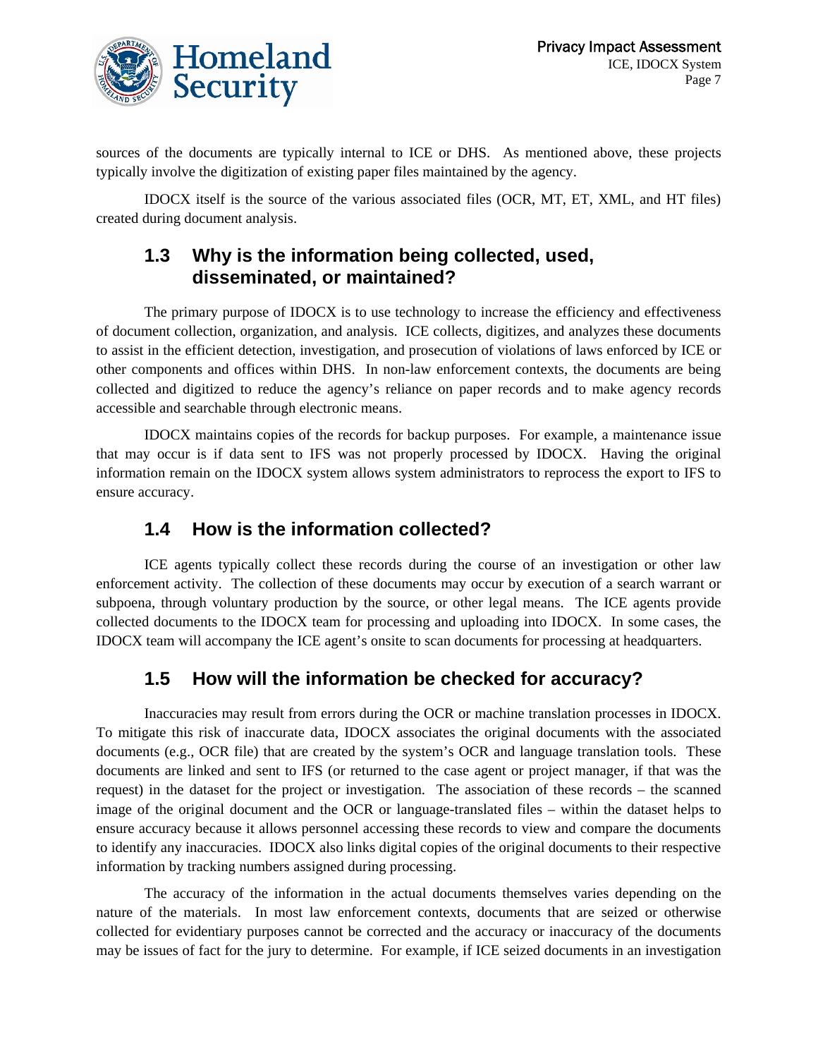sources of the documents are typically internal to ICE or DHS. As mentioned above, these projects typically involve the digitization of existing paper files maintained by the agency.

IDOCX itself is the source of the various associated files (OCR, MT, ET, XML, and HT files) created during document analysis.

## 1.3 Why is the information being collected, used, disseminated, or maintained?

The primary purpose of IDOCX is to use technology to increase the efficiency and effectiveness of document collection, organization, and analysis. ICE collects, digitizes, and analyzes these documents to assist in the efficient detection, investigation, and prosecution of violations of laws enforced by ICE or other components and offices within DHS. In non-law enforcement contexts, the documents are being collected and digitized to reduce the agency's reliance on paper records and to make agency records accessible and searchable through electronic means.

IDOCX maintains copies of the records for backup purposes. For example, a maintenance issue that may occur is if data sent to IFS was not properly processed by IDOCX. Having the original information remain on the IDOCX system allows system administrators to reprocess the export to IFS to ensure accuracy.

## 1.4 How is the information collected?

ICE agents typically collect these records during the course of an investigation or other law enforcement activity. The collection of these documents may occur by execution of a search warrant or subpoena, through voluntary production by the source, or other legal means. The ICE agents provide collected documents to the IDOCX team for processing and uploading into IDOCX. In some cases, the IDOCX team will accompany the ICE agent's onsite to scan documents for processing at headquarters.

## 1.5 How will the information be checked for accuracy?

Inaccuracies may result from errors during the OCR or machine translation processes in IDOCX. To mitigate this risk of inaccurate data, IDOCX associates the original documents with the associated documents (e.g., OCR file) that are created by the system's OCR and language translation tools. These documents are linked and sent to IFS (or returned to the case agent or project manager, if that was the request) in the dataset for the project or investigation. The association of these records – the scanned image of the original document and the OCR or language-translated files – within the dataset helps to ensure accuracy because it allows personnel accessing these records to view and compare the documents to identify any inaccuracies. IDOCX also links digital copies of the original documents to their respective information by tracking numbers assigned during processing.

The accuracy of the information in the actual documents themselves varies depending on the nature of the materials. In most law enforcement contexts, documents that are seized or otherwise collected for evidentiary purposes cannot be corrected and the accuracy or inaccuracy of the documents may be issues of fact for the jury to determine. For example, if ICE seized documents in an investigation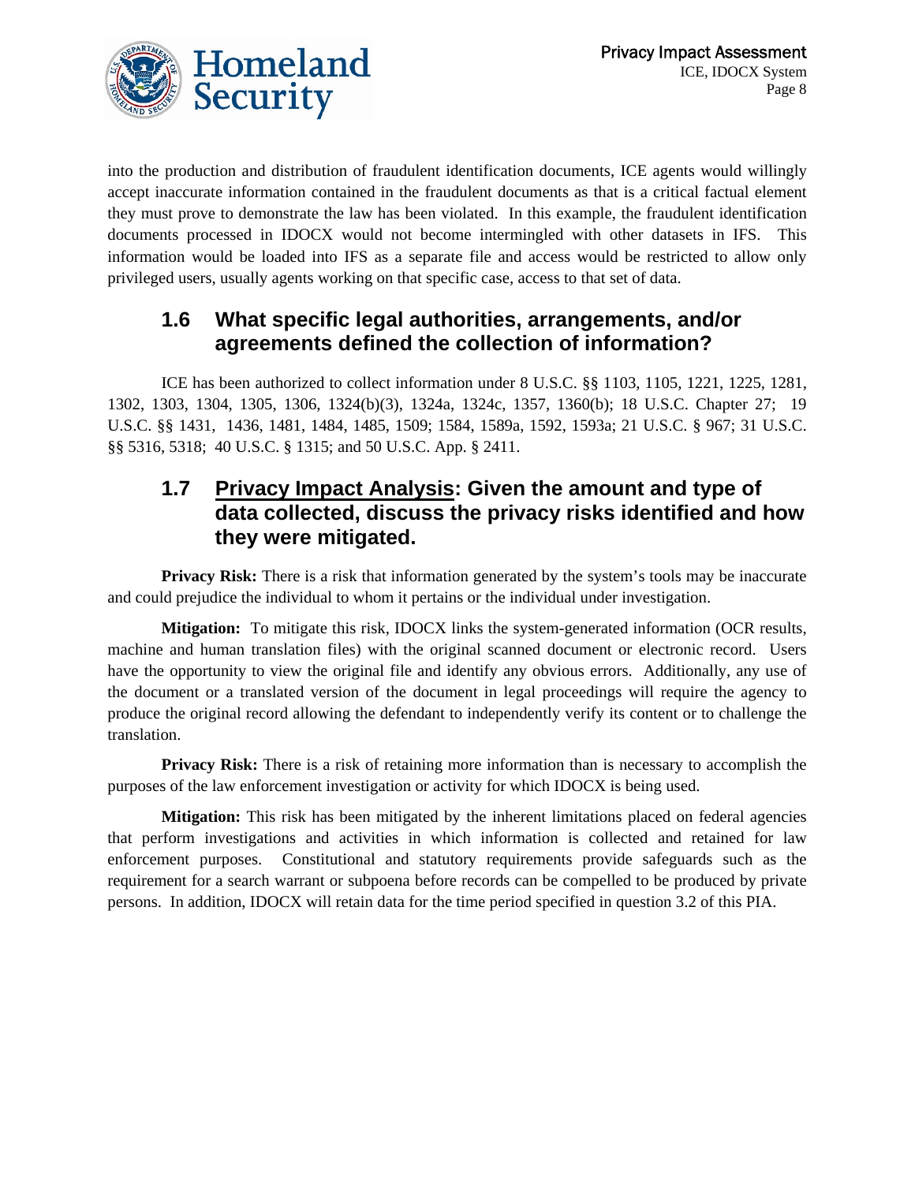into the production and distribution of fraudulent identification documents, ICE agents would willingly accept inaccurate information contained in the fraudulent documents as that is a critical factual element they must prove to demonstrate the law has been violated. In this example, the fraudulent identification documents processed in IDOCX would not become intermingled with other datasets in IFS. This information would be loaded into IFS as a separate file and access would be restricted to allow only privileged users, usually agents working on that specific case, access to that set of data.

## 1.6 What specific legal authorities, arrangements, and/or agreements defined the collection of information?

ICE has been authorized to collect information under 8 U.S.C. §§ 1103, 1105, 1221, 1225, 1281, 1302, 1303, 1304, 1305, 1306, 1324(b)(3), 1324a, 1324c, 1357, 1360(b); 18 U.S.C. Chapter 27; 19 U.S.C. §§ 1431, 1436, 1481, 1484, 1485, 1509; 1584, 1589a, 1592, 1593a; 21 U.S.C. § 967; 31 U.S.C. §§ 5316, 5318; 40 U.S.C. § 1315; and 50 U.S.C. App. § 2411.

## 1.7 Privacy Impact Analysis: Given the amount and type of data collected, discuss the privacy risks identified and how they were mitigated.

**Privacy Risk:** There is a risk that information generated by the system's tools may be inaccurate and could prejudice the individual to whom it pertains or the individual under investigation.

**Mitigation:** To mitigate this risk, IDOCX links the system-generated information (OCR results, machine and human translation files) with the original scanned document or electronic record. Users have the opportunity to view the original file and identify any obvious errors. Additionally, any use of the document or a translated version of the document in legal proceedings will require the agency to produce the original record allowing the defendant to independently verify its content or to challenge the translation.

**Privacy Risk:** There is a risk of retaining more information than is necessary to accomplish the purposes of the law enforcement investigation or activity for which IDOCX is being used.

**Mitigation:** This risk has been mitigated by the inherent limitations placed on federal agencies that perform investigations and activities in which information is collected and retained for law enforcement purposes. Constitutional and statutory requirements provide safeguards such as the requirement for a search warrant or subpoena before records can be compelled to be produced by private persons. In addition, IDOCX will retain data for the time period specified in question 3.2 of this PIA.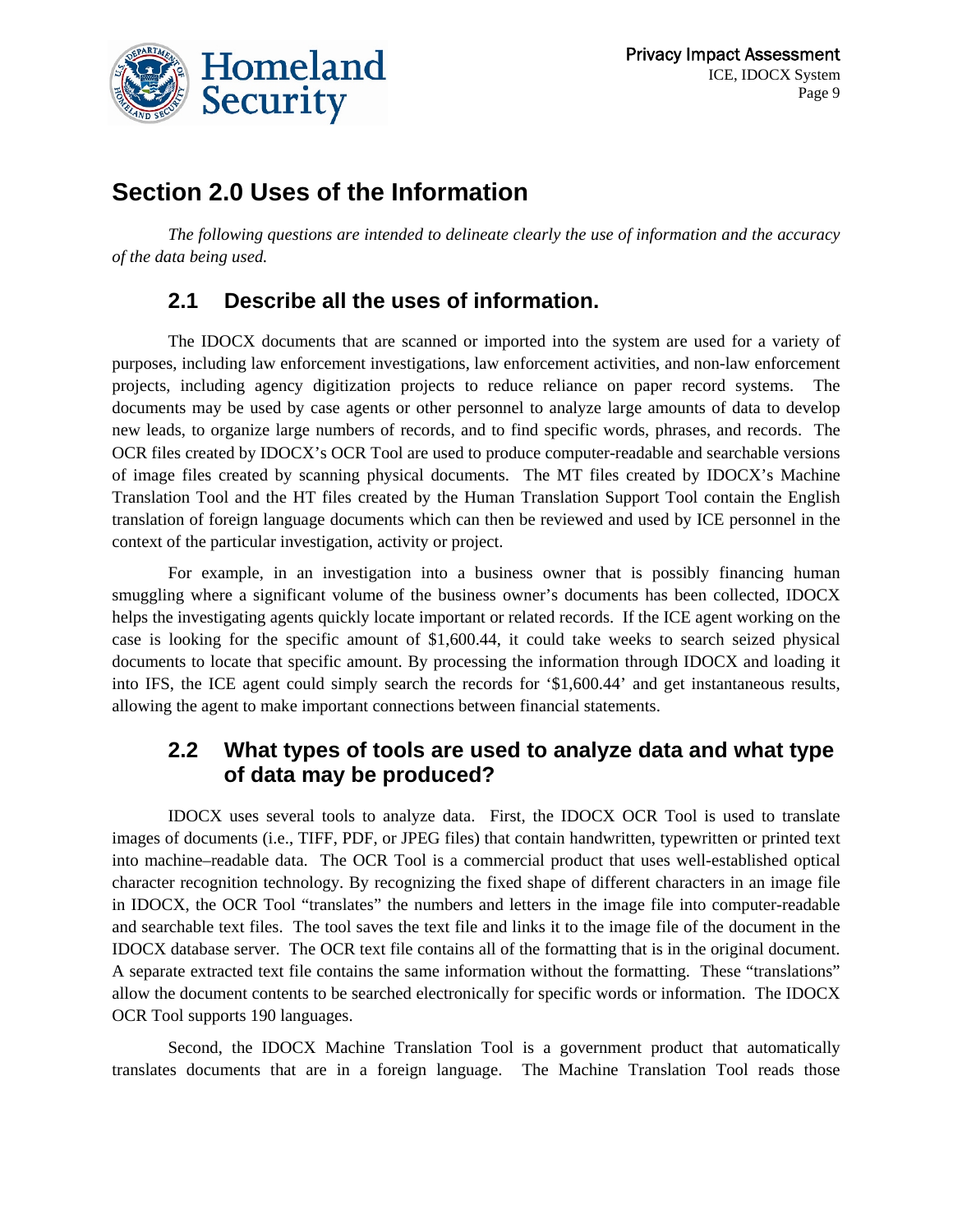# Section 2.0 Uses of the Information

*The following questions are intended to delineate clearly the use of information and the accuracy of the data being used.*

## 2.1 Describe all the uses of information.

The IDOCX documents that are scanned or imported into the system are used for a variety of purposes, including law enforcement investigations, law enforcement activities, and non-law enforcement projects, including agency digitization projects to reduce reliance on paper record systems. The documents may be used by case agents or other personnel to analyze large amounts of data to develop new leads, to organize large numbers of records, and to find specific words, phrases, and records. The OCR files created by IDOCX's OCR Tool are used to produce computer-readable and searchable versions of image files created by scanning physical documents. The MT files created by IDOCX's Machine Translation Tool and the HT files created by the Human Translation Support Tool contain the English translation of foreign language documents which can then be reviewed and used by ICE personnel in the context of the particular investigation, activity or project.

For example, in an investigation into a business owner that is possibly financing human smuggling where a significant volume of the business owner's documents has been collected, IDOCX helps the investigating agents quickly locate important or related records. If the ICE agent working on the case is looking for the specific amount of $1,600.44, it could take weeks to search seized physical documents to locate that specific amount. By processing the information through IDOCX and loading it into IFS, the ICE agent could simply search the records for '$1,600.44' and get instantaneous results, allowing the agent to make important connections between financial statements.

## 2.2 What types of tools are used to analyze data and what type of data may be produced?

IDOCX uses several tools to analyze data. First, the IDOCX OCR Tool is used to translate images of documents (i.e., TIFF, PDF, or JPEG files) that contain handwritten, typewritten or printed text into machine–readable data. The OCR Tool is a commercial product that uses well-established optical character recognition technology. By recognizing the fixed shape of different characters in an image file in IDOCX, the OCR Tool "translates" the numbers and letters in the image file into computer-readable and searchable text files. The tool saves the text file and links it to the image file of the document in the IDOCX database server. The OCR text file contains all of the formatting that is in the original document. A separate extracted text file contains the same information without the formatting. These "translations" allow the document contents to be searched electronically for specific words or information. The IDOCX OCR Tool supports 190 languages.

Second, the IDOCX Machine Translation Tool is a government product that automatically translates documents that are in a foreign language. The Machine Translation Tool reads those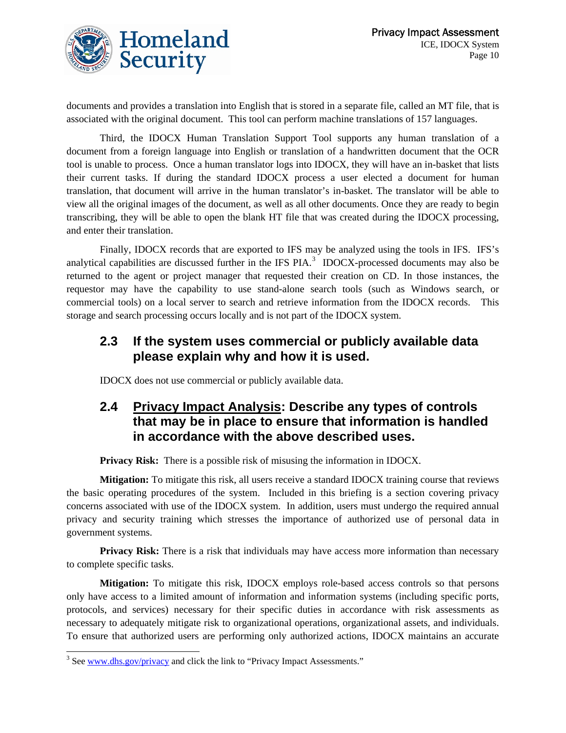documents and provides a translation into English that is stored in a separate file, called an MT file, that is associated with the original document. This tool can perform machine translations of 157 languages.

Third, the IDOCX Human Translation Support Tool supports any human translation of a document from a foreign language into English or translation of a handwritten document that the OCR tool is unable to process. Once a human translator logs into IDOCX, they will have an in-basket that lists their current tasks. If during the standard IDOCX process a user elected a document for human translation, that document will arrive in the human translator's in-basket. The translator will be able to view all the original images of the document, as well as all other documents. Once they are ready to begin transcribing, they will be able to open the blank HT file that was created during the IDOCX processing, and enter their translation.

Finally, IDOCX records that are exported to IFS may be analyzed using the tools in IFS. IFS's analytical capabilities are discussed further in the IFS PIA.[3] IDOCX-processed documents may also be returned to the agent or project manager that requested their creation on CD. In those instances, the requestor may have the capability to use stand-alone search tools (such as Windows search, or commercial tools) on a local server to search and retrieve information from the IDOCX records. This storage and search processing occurs locally and is not part of the IDOCX system.

## 2.3 If the system uses commercial or publicly available data please explain why and how it is used.

IDOCX does not use commercial or publicly available data.

## 2.4 Privacy Impact Analysis: Describe any types of controls that may be in place to ensure that information is handled in accordance with the above described uses.

**Privacy Risk:** There is a possible risk of misusing the information in IDOCX.

**Mitigation:** To mitigate this risk, all users receive a standard IDOCX training course that reviews the basic operating procedures of the system. Included in this briefing is a section covering privacy concerns associated with use of the IDOCX system. In addition, users must undergo the required annual privacy and security training which stresses the importance of authorized use of personal data in government systems.

**Privacy Risk:** There is a risk that individuals may have access more information than necessary to complete specific tasks.

**Mitigation:** To mitigate this risk, IDOCX employs role-based access controls so that persons only have access to a limited amount of information and information systems (including specific ports, protocols, and services) necessary for their specific duties in accordance with risk assessments as necessary to adequately mitigate risk to organizational operations, organizational assets, and individuals. To ensure that authorized users are performing only authorized actions, IDOCX maintains an accurate

[3] See www.dhs.gov/privacy and click the link to "Privacy Impact Assessments."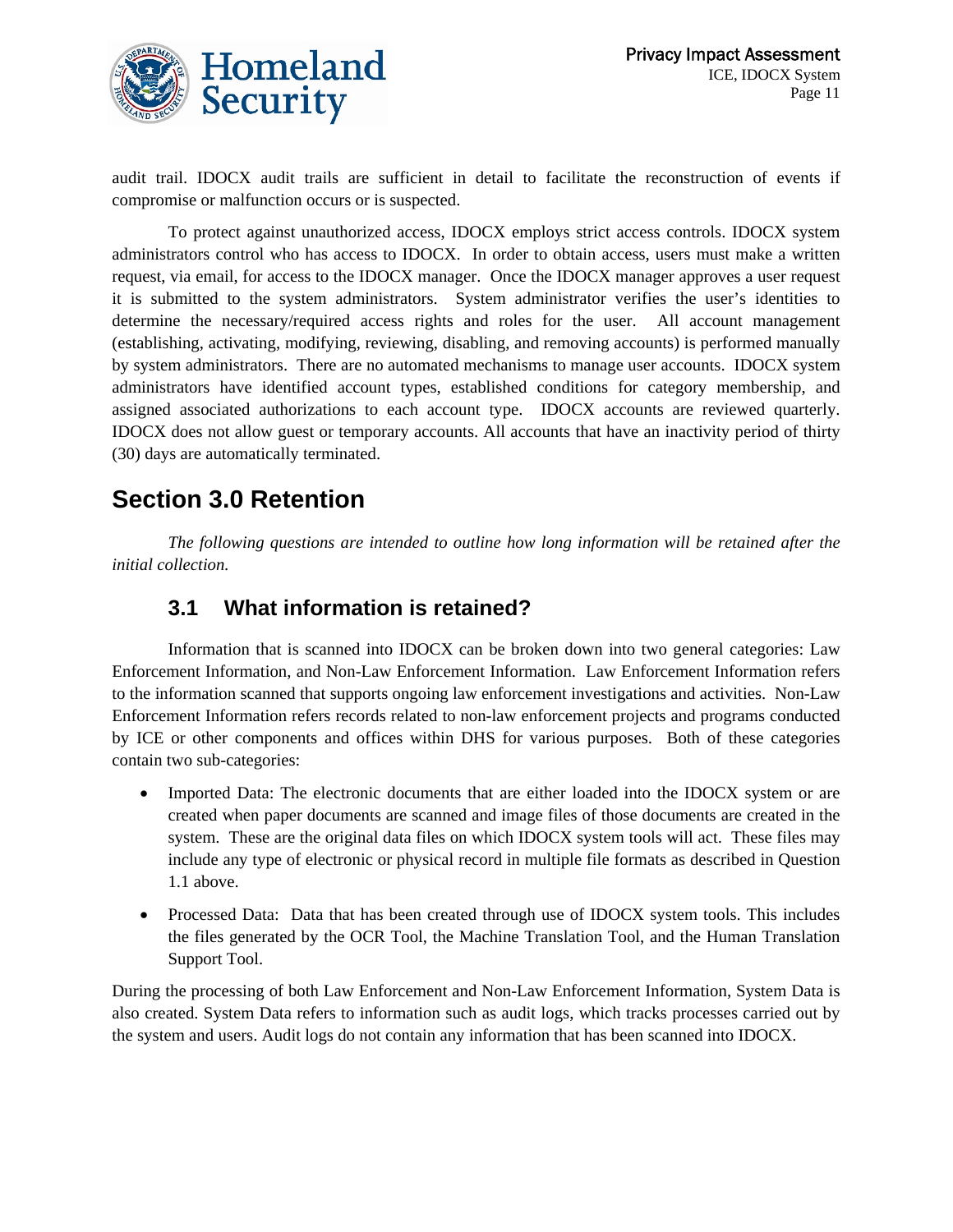audit trail. IDOCX audit trails are sufficient in detail to facilitate the reconstruction of events if compromise or malfunction occurs or is suspected.

To protect against unauthorized access, IDOCX employs strict access controls. IDOCX system administrators control who has access to IDOCX. In order to obtain access, users must make a written request, via email, for access to the IDOCX manager. Once the IDOCX manager approves a user request it is submitted to the system administrators. System administrator verifies the user's identities to determine the necessary/required access rights and roles for the user. All account management (establishing, activating, modifying, reviewing, disabling, and removing accounts) is performed manually by system administrators. There are no automated mechanisms to manage user accounts. IDOCX system administrators have identified account types, established conditions for category membership, and assigned associated authorizations to each account type. IDOCX accounts are reviewed quarterly. IDOCX does not allow guest or temporary accounts. All accounts that have an inactivity period of thirty (30) days are automatically terminated.

# Section 3.0 Retention

*The following questions are intended to outline how long information will be retained after the initial collection.*

## 3.1 What information is retained?

Information that is scanned into IDOCX can be broken down into two general categories: Law Enforcement Information, and Non-Law Enforcement Information. Law Enforcement Information refers to the information scanned that supports ongoing law enforcement investigations and activities. Non-Law Enforcement Information refers records related to non-law enforcement projects and programs conducted by ICE or other components and offices within DHS for various purposes. Both of these categories contain two sub-categories:

- Imported Data: The electronic documents that are either loaded into the IDOCX system or are created when paper documents are scanned and image files of those documents are created in the system. These are the original data files on which IDOCX system tools will act. These files may include any type of electronic or physical record in multiple file formats as described in Question 1.1 above.
- Processed Data: Data that has been created through use of IDOCX system tools. This includes the files generated by the OCR Tool, the Machine Translation Tool, and the Human Translation Support Tool.

During the processing of both Law Enforcement and Non-Law Enforcement Information, System Data is also created. System Data refers to information such as audit logs, which tracks processes carried out by the system and users. Audit logs do not contain any information that has been scanned into IDOCX.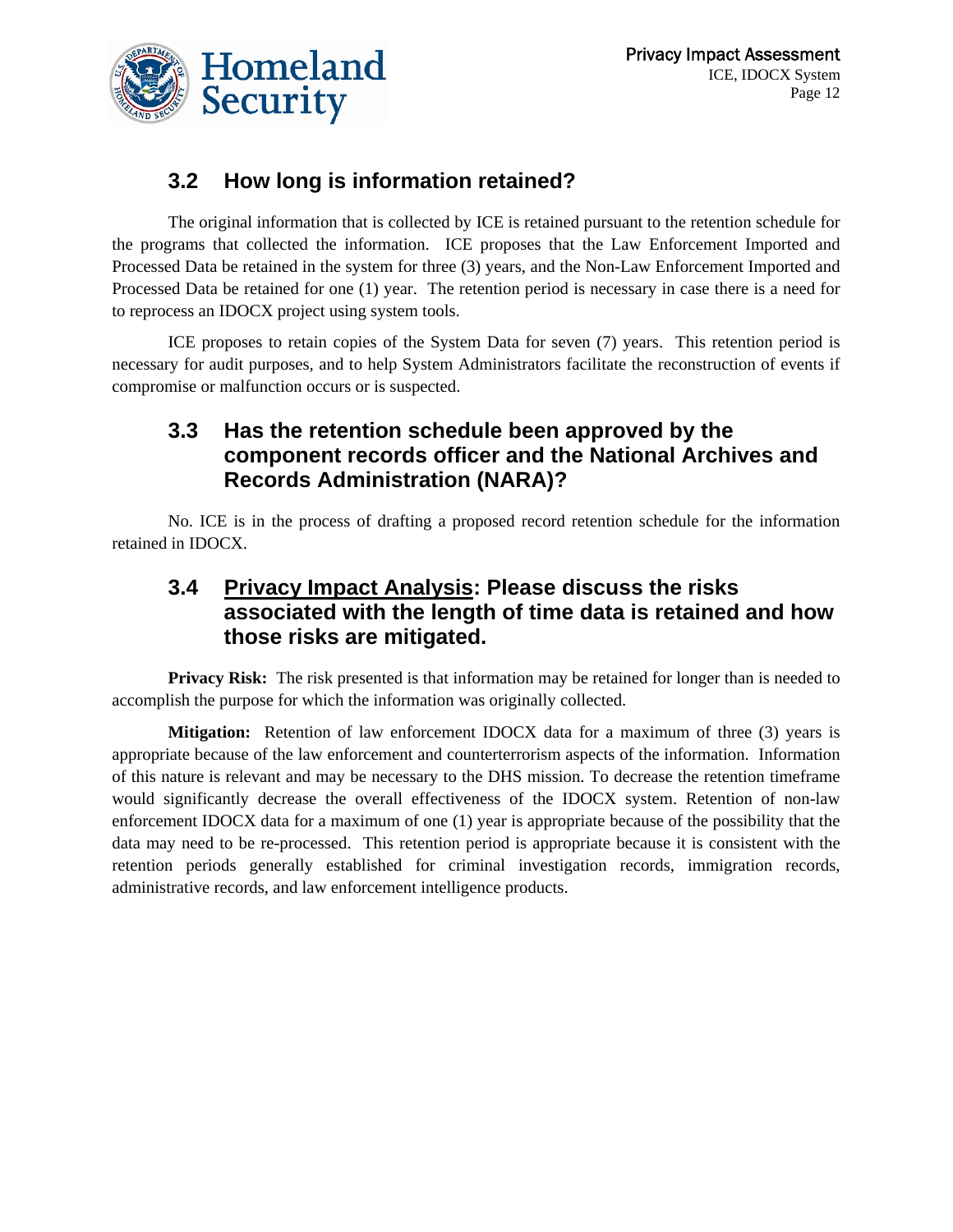## 3.2 How long is information retained?

The original information that is collected by ICE is retained pursuant to the retention schedule for the programs that collected the information. ICE proposes that the Law Enforcement Imported and Processed Data be retained in the system for three (3) years, and the Non-Law Enforcement Imported and Processed Data be retained for one (1) year. The retention period is necessary in case there is a need for to reprocess an IDOCX project using system tools.

ICE proposes to retain copies of the System Data for seven (7) years. This retention period is necessary for audit purposes, and to help System Administrators facilitate the reconstruction of events if compromise or malfunction occurs or is suspected.

## 3.3 Has the retention schedule been approved by the component records officer and the National Archives and Records Administration (NARA)?

No. ICE is in the process of drafting a proposed record retention schedule for the information retained in IDOCX.

## 3.4 Privacy Impact Analysis: Please discuss the risks associated with the length of time data is retained and how those risks are mitigated.

**Privacy Risk:** The risk presented is that information may be retained for longer than is needed to accomplish the purpose for which the information was originally collected.

**Mitigation:** Retention of law enforcement IDOCX data for a maximum of three (3) years is appropriate because of the law enforcement and counterterrorism aspects of the information. Information of this nature is relevant and may be necessary to the DHS mission. To decrease the retention timeframe would significantly decrease the overall effectiveness of the IDOCX system. Retention of non-law enforcement IDOCX data for a maximum of one (1) year is appropriate because of the possibility that the data may need to be re-processed. This retention period is appropriate because it is consistent with the retention periods generally established for criminal investigation records, immigration records, administrative records, and law enforcement intelligence products.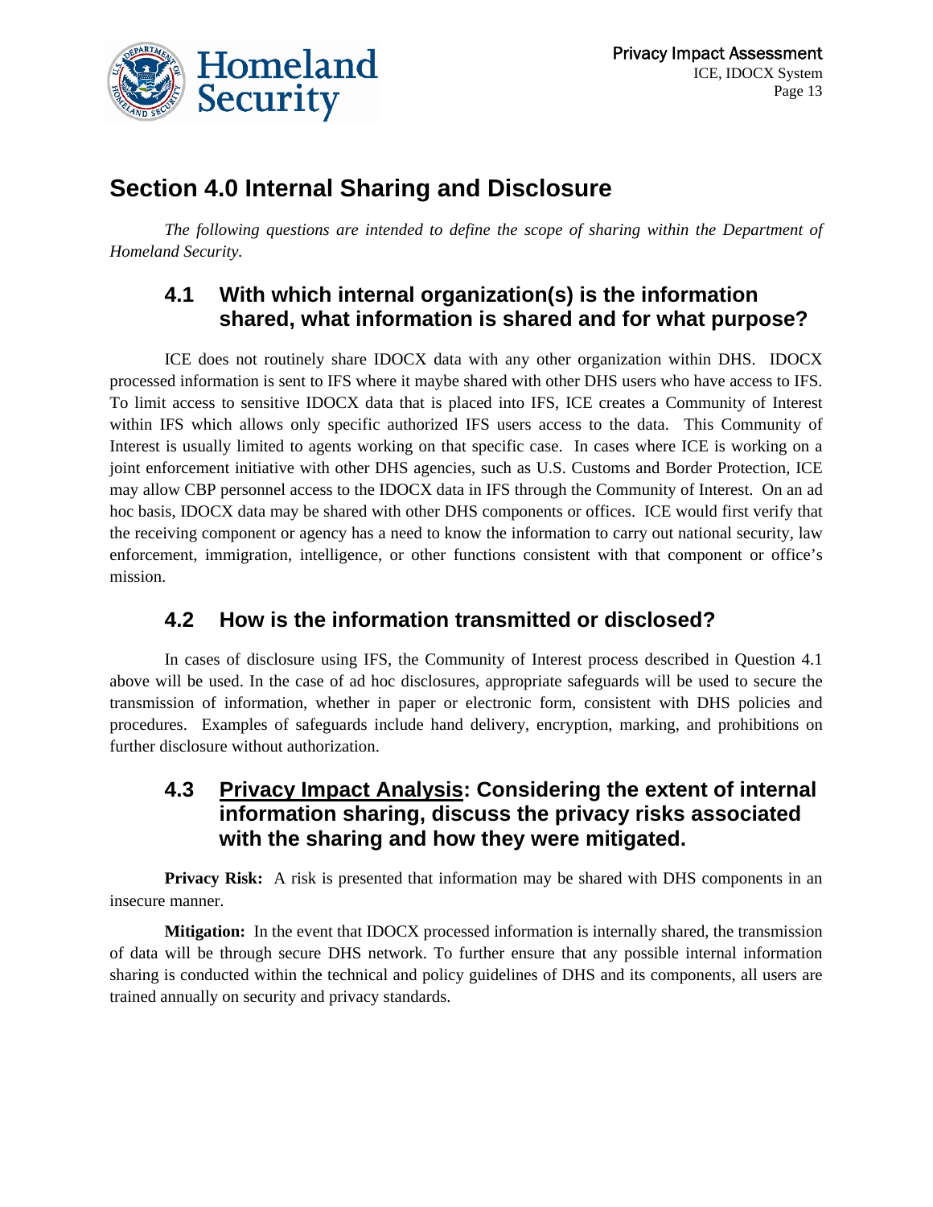## Section 4.0 Internal Sharing and Disclosure

*The following questions are intended to define the scope of sharing within the Department of Homeland Security.*

### 4.1 With which internal organization(s) is the information shared, what information is shared and for what purpose?

ICE does not routinely share IDOCX data with any other organization within DHS. IDOCX processed information is sent to IFS where it maybe shared with other DHS users who have access to IFS. To limit access to sensitive IDOCX data that is placed into IFS, ICE creates a Community of Interest within IFS which allows only specific authorized IFS users access to the data. This Community of Interest is usually limited to agents working on that specific case. In cases where ICE is working on a joint enforcement initiative with other DHS agencies, such as U.S. Customs and Border Protection, ICE may allow CBP personnel access to the IDOCX data in IFS through the Community of Interest. On an ad hoc basis, IDOCX data may be shared with other DHS components or offices. ICE would first verify that the receiving component or agency has a need to know the information to carry out national security, law enforcement, immigration, intelligence, or other functions consistent with that component or office's mission.

### 4.2 How is the information transmitted or disclosed?

In cases of disclosure using IFS, the Community of Interest process described in Question 4.1 above will be used. In the case of ad hoc disclosures, appropriate safeguards will be used to secure the transmission of information, whether in paper or electronic form, consistent with DHS policies and procedures. Examples of safeguards include hand delivery, encryption, marking, and prohibitions on further disclosure without authorization.

### 4.3 Privacy Impact Analysis: Considering the extent of internal information sharing, discuss the privacy risks associated with the sharing and how they were mitigated.

**Privacy Risk:** A risk is presented that information may be shared with DHS components in an insecure manner.

**Mitigation:** In the event that IDOCX processed information is internally shared, the transmission of data will be through secure DHS network. To further ensure that any possible internal information sharing is conducted within the technical and policy guidelines of DHS and its components, all users are trained annually on security and privacy standards.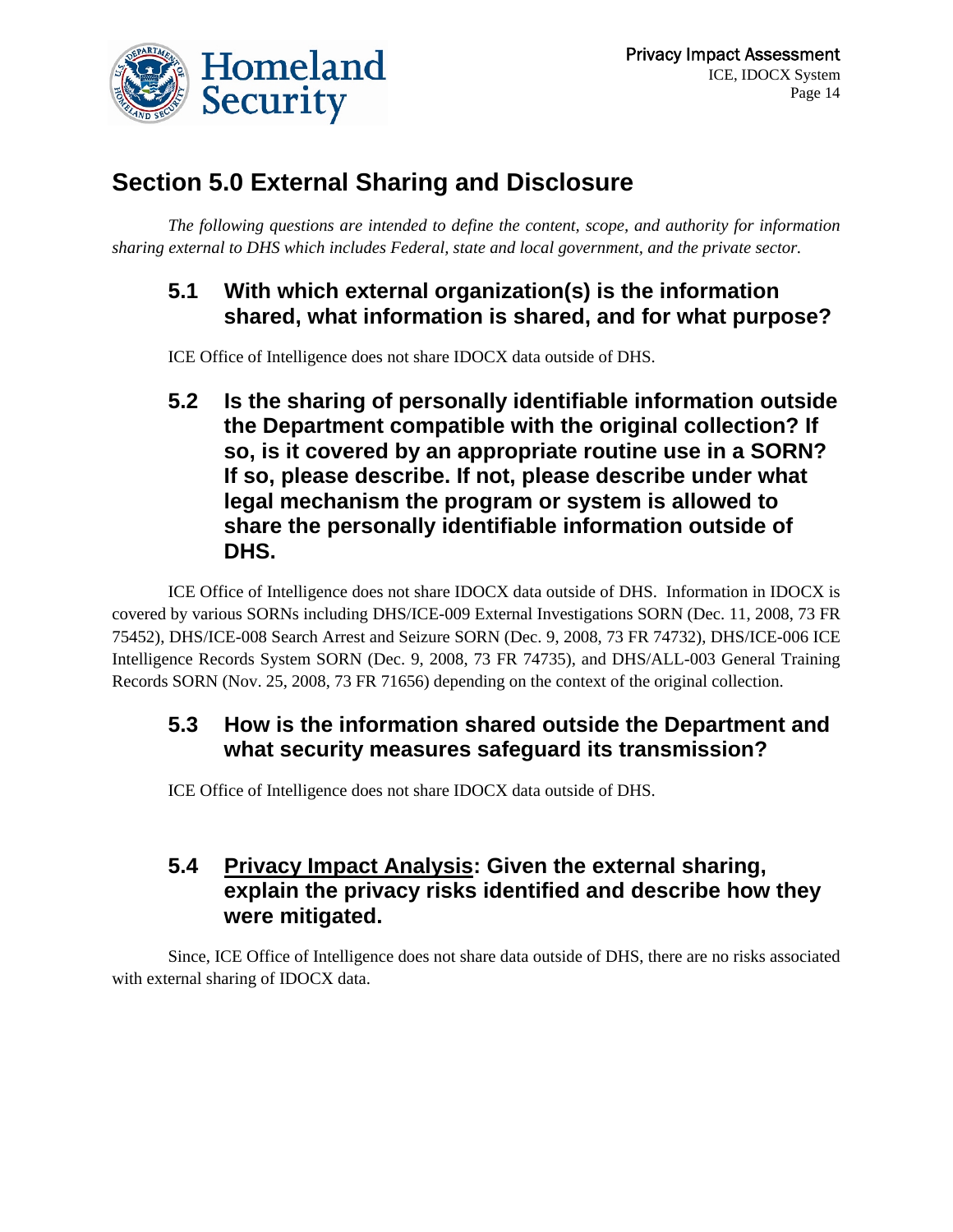# Section 5.0 External Sharing and Disclosure

*The following questions are intended to define the content, scope, and authority for information sharing external to DHS which includes Federal, state and local government, and the private sector.*

## 5.1 With which external organization(s) is the information shared, what information is shared, and for what purpose?

ICE Office of Intelligence does not share IDOCX data outside of DHS.

## 5.2 Is the sharing of personally identifiable information outside the Department compatible with the original collection? If so, is it covered by an appropriate routine use in a SORN? If so, please describe. If not, please describe under what legal mechanism the program or system is allowed to share the personally identifiable information outside of DHS.

ICE Office of Intelligence does not share IDOCX data outside of DHS. Information in IDOCX is covered by various SORNs including DHS/ICE-009 External Investigations SORN (Dec. 11, 2008, 73 FR 75452), DHS/ICE-008 Search Arrest and Seizure SORN (Dec. 9, 2008, 73 FR 74732), DHS/ICE-006 ICE Intelligence Records System SORN (Dec. 9, 2008, 73 FR 74735), and DHS/ALL-003 General Training Records SORN (Nov. 25, 2008, 73 FR 71656) depending on the context of the original collection.

## 5.3 How is the information shared outside the Department and what security measures safeguard its transmission?

ICE Office of Intelligence does not share IDOCX data outside of DHS.

## 5.4 <u>Privacy Impact Analysis</u>: Given the external sharing, explain the privacy risks identified and describe how they were mitigated.

Since, ICE Office of Intelligence does not share data outside of DHS, there are no risks associated with external sharing of IDOCX data.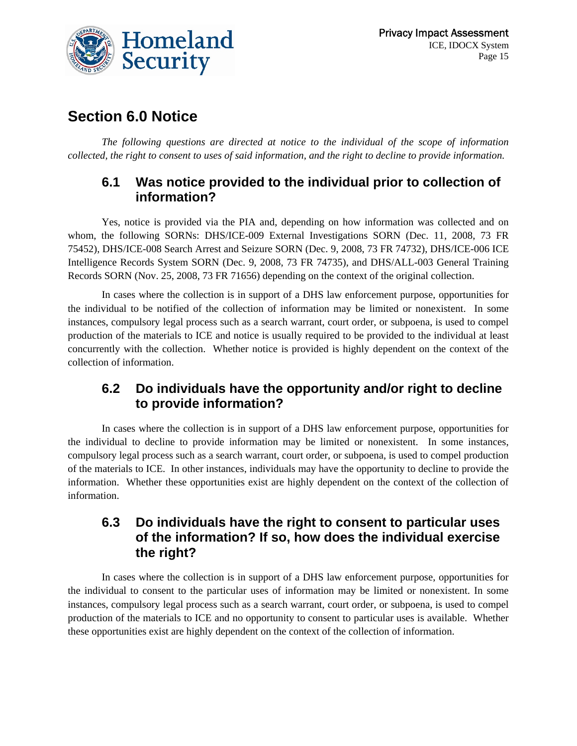## Section 6.0 Notice

*The following questions are directed at notice to the individual of the scope of information collected, the right to consent to uses of said information, and the right to decline to provide information.*

### 6.1 Was notice provided to the individual prior to collection of information?

Yes, notice is provided via the PIA and, depending on how information was collected and on whom, the following SORNs: DHS/ICE-009 External Investigations SORN (Dec. 11, 2008, 73 FR 75452), DHS/ICE-008 Search Arrest and Seizure SORN (Dec. 9, 2008, 73 FR 74732), DHS/ICE-006 ICE Intelligence Records System SORN (Dec. 9, 2008, 73 FR 74735), and DHS/ALL-003 General Training Records SORN (Nov. 25, 2008, 73 FR 71656) depending on the context of the original collection.

In cases where the collection is in support of a DHS law enforcement purpose, opportunities for the individual to be notified of the collection of information may be limited or nonexistent. In some instances, compulsory legal process such as a search warrant, court order, or subpoena, is used to compel production of the materials to ICE and notice is usually required to be provided to the individual at least concurrently with the collection. Whether notice is provided is highly dependent on the context of the collection of information.

### 6.2 Do individuals have the opportunity and/or right to decline to provide information?

In cases where the collection is in support of a DHS law enforcement purpose, opportunities for the individual to decline to provide information may be limited or nonexistent. In some instances, compulsory legal process such as a search warrant, court order, or subpoena, is used to compel production of the materials to ICE. In other instances, individuals may have the opportunity to decline to provide the information. Whether these opportunities exist are highly dependent on the context of the collection of information.

### 6.3 Do individuals have the right to consent to particular uses of the information? If so, how does the individual exercise the right?

In cases where the collection is in support of a DHS law enforcement purpose, opportunities for the individual to consent to the particular uses of information may be limited or nonexistent. In some instances, compulsory legal process such as a search warrant, court order, or subpoena, is used to compel production of the materials to ICE and no opportunity to consent to particular uses is available. Whether these opportunities exist are highly dependent on the context of the collection of information.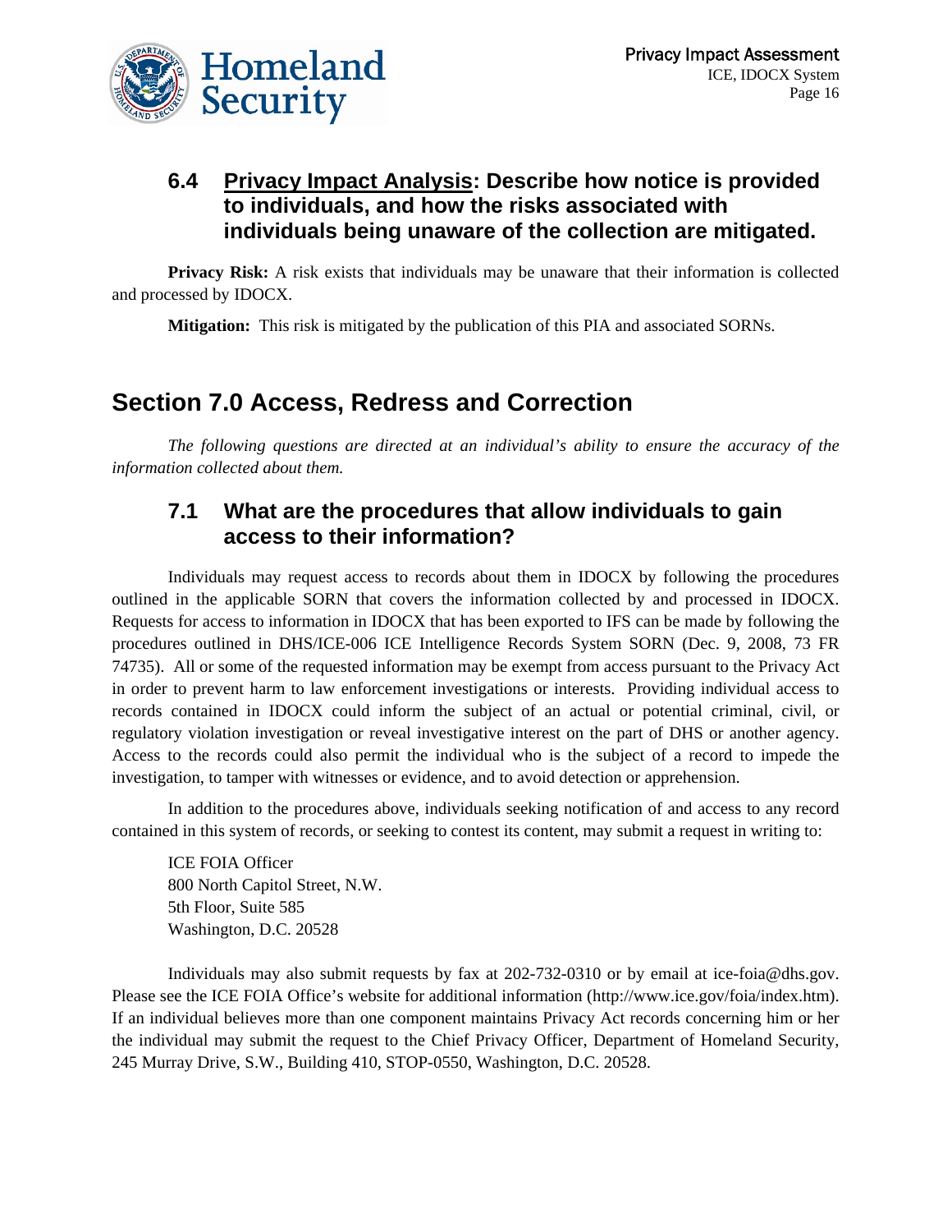### 6.4 Privacy Impact Analysis: Describe how notice is provided to individuals, and how the risks associated with individuals being unaware of the collection are mitigated.

**Privacy Risk:** A risk exists that individuals may be unaware that their information is collected and processed by IDOCX.

**Mitigation:** This risk is mitigated by the publication of this PIA and associated SORNs.

## Section 7.0 Access, Redress and Correction

*The following questions are directed at an individual's ability to ensure the accuracy of the information collected about them.*

### 7.1 What are the procedures that allow individuals to gain access to their information?

Individuals may request access to records about them in IDOCX by following the procedures outlined in the applicable SORN that covers the information collected by and processed in IDOCX. Requests for access to information in IDOCX that has been exported to IFS can be made by following the procedures outlined in DHS/ICE-006 ICE Intelligence Records System SORN (Dec. 9, 2008, 73 FR 74735). All or some of the requested information may be exempt from access pursuant to the Privacy Act in order to prevent harm to law enforcement investigations or interests. Providing individual access to records contained in IDOCX could inform the subject of an actual or potential criminal, civil, or regulatory violation investigation or reveal investigative interest on the part of DHS or another agency. Access to the records could also permit the individual who is the subject of a record to impede the investigation, to tamper with witnesses or evidence, and to avoid detection or apprehension.

In addition to the procedures above, individuals seeking notification of and access to any record contained in this system of records, or seeking to contest its content, may submit a request in writing to:

ICE FOIA Officer
800 North Capitol Street, N.W.
5th Floor, Suite 585
Washington, D.C. 20528

Individuals may also submit requests by fax at 202-732-0310 or by email at ice-foia@dhs.gov. Please see the ICE FOIA Office's website for additional information (http://www.ice.gov/foia/index.htm). If an individual believes more than one component maintains Privacy Act records concerning him or her the individual may submit the request to the Chief Privacy Officer, Department of Homeland Security, 245 Murray Drive, S.W., Building 410, STOP-0550, Washington, D.C. 20528.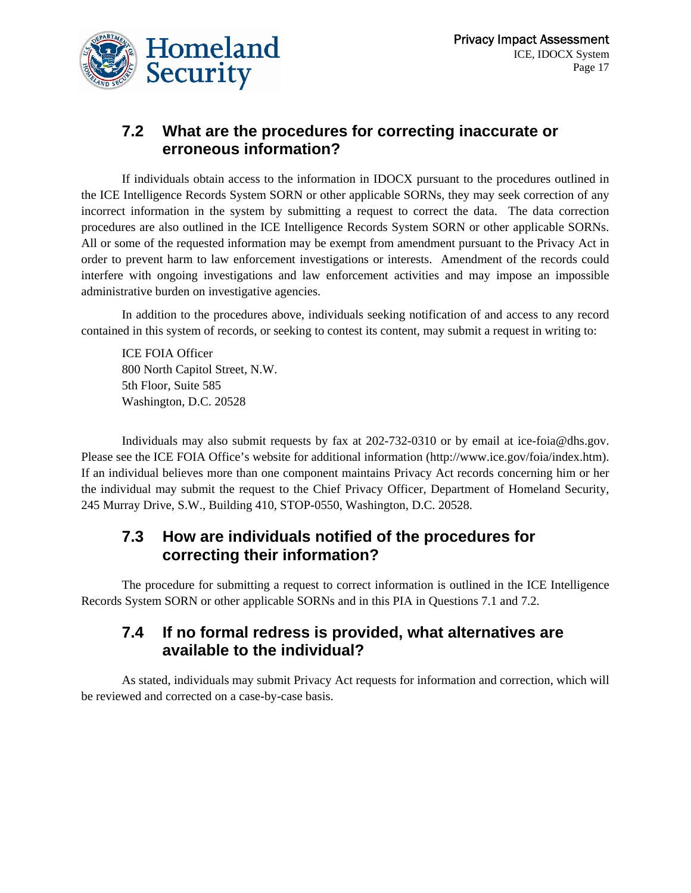## 7.2 What are the procedures for correcting inaccurate or erroneous information?

If individuals obtain access to the information in IDOCX pursuant to the procedures outlined in the ICE Intelligence Records System SORN or other applicable SORNs, they may seek correction of any incorrect information in the system by submitting a request to correct the data. The data correction procedures are also outlined in the ICE Intelligence Records System SORN or other applicable SORNs. All or some of the requested information may be exempt from amendment pursuant to the Privacy Act in order to prevent harm to law enforcement investigations or interests. Amendment of the records could interfere with ongoing investigations and law enforcement activities and may impose an impossible administrative burden on investigative agencies.

In addition to the procedures above, individuals seeking notification of and access to any record contained in this system of records, or seeking to contest its content, may submit a request in writing to:

ICE FOIA Officer
800 North Capitol Street, N.W.
5th Floor, Suite 585
Washington, D.C. 20528

Individuals may also submit requests by fax at 202-732-0310 or by email at ice-foia@dhs.gov. Please see the ICE FOIA Office's website for additional information (http://www.ice.gov/foia/index.htm). If an individual believes more than one component maintains Privacy Act records concerning him or her the individual may submit the request to the Chief Privacy Officer, Department of Homeland Security, 245 Murray Drive, S.W., Building 410, STOP-0550, Washington, D.C. 20528.

## 7.3 How are individuals notified of the procedures for correcting their information?

The procedure for submitting a request to correct information is outlined in the ICE Intelligence Records System SORN or other applicable SORNs and in this PIA in Questions 7.1 and 7.2.

## 7.4 If no formal redress is provided, what alternatives are available to the individual?

As stated, individuals may submit Privacy Act requests for information and correction, which will be reviewed and corrected on a case-by-case basis.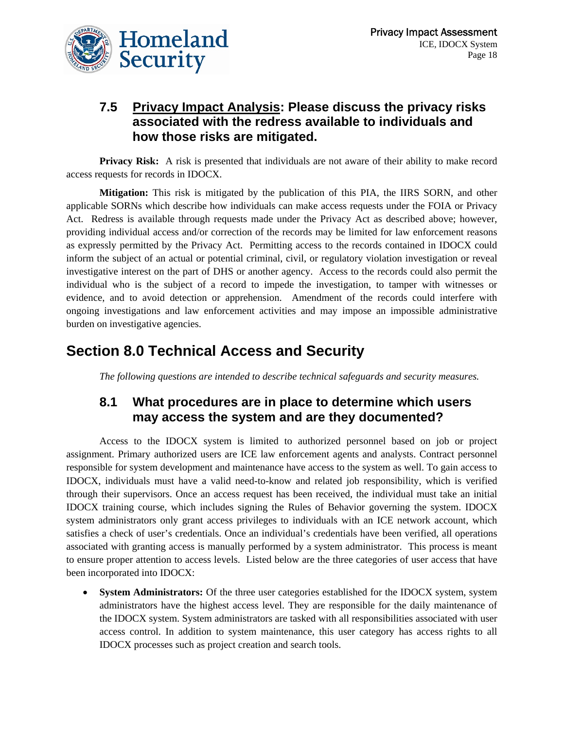### 7.5 <u>Privacy Impact Analysis</u>: Please discuss the privacy risks associated with the redress available to individuals and how those risks are mitigated.

**Privacy Risk:** A risk is presented that individuals are not aware of their ability to make record access requests for records in IDOCX.

**Mitigation:** This risk is mitigated by the publication of this PIA, the IIRS SORN, and other applicable SORNs which describe how individuals can make access requests under the FOIA or Privacy Act. Redress is available through requests made under the Privacy Act as described above; however, providing individual access and/or correction of the records may be limited for law enforcement reasons as expressly permitted by the Privacy Act. Permitting access to the records contained in IDOCX could inform the subject of an actual or potential criminal, civil, or regulatory violation investigation or reveal investigative interest on the part of DHS or another agency. Access to the records could also permit the individual who is the subject of a record to impede the investigation, to tamper with witnesses or evidence, and to avoid detection or apprehension. Amendment of the records could interfere with ongoing investigations and law enforcement activities and may impose an impossible administrative burden on investigative agencies.

## Section 8.0 Technical Access and Security

*The following questions are intended to describe technical safeguards and security measures.*

### 8.1 What procedures are in place to determine which users may access the system and are they documented?

Access to the IDOCX system is limited to authorized personnel based on job or project assignment. Primary authorized users are ICE law enforcement agents and analysts. Contract personnel responsible for system development and maintenance have access to the system as well. To gain access to IDOCX, individuals must have a valid need-to-know and related job responsibility, which is verified through their supervisors. Once an access request has been received, the individual must take an initial IDOCX training course, which includes signing the Rules of Behavior governing the system. IDOCX system administrators only grant access privileges to individuals with an ICE network account, which satisfies a check of user's credentials. Once an individual's credentials have been verified, all operations associated with granting access is manually performed by a system administrator. This process is meant to ensure proper attention to access levels. Listed below are the three categories of user access that have been incorporated into IDOCX:

- **System Administrators:** Of the three user categories established for the IDOCX system, system administrators have the highest access level. They are responsible for the daily maintenance of the IDOCX system. System administrators are tasked with all responsibilities associated with user access control. In addition to system maintenance, this user category has access rights to all IDOCX processes such as project creation and search tools.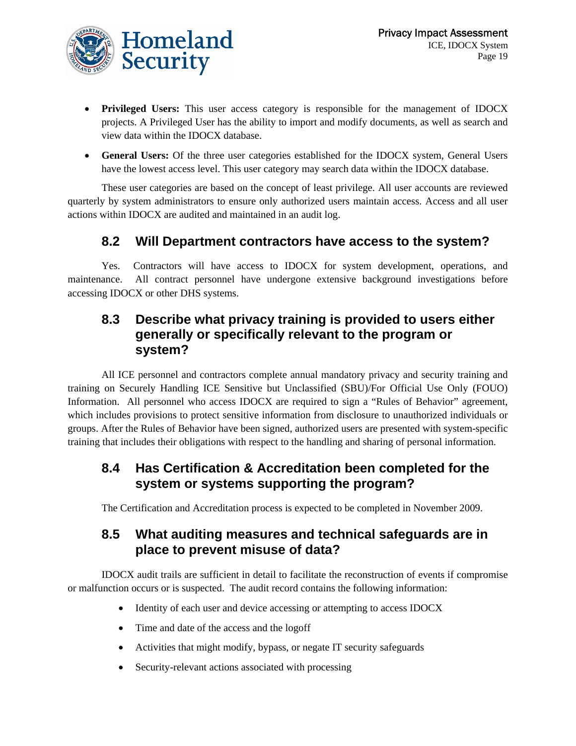- **Privileged Users:** This user access category is responsible for the management of IDOCX projects. A Privileged User has the ability to import and modify documents, as well as search and view data within the IDOCX database.
- **General Users:** Of the three user categories established for the IDOCX system, General Users have the lowest access level. This user category may search data within the IDOCX database.

These user categories are based on the concept of least privilege. All user accounts are reviewed quarterly by system administrators to ensure only authorized users maintain access. Access and all user actions within IDOCX are audited and maintained in an audit log.

## 8.2 Will Department contractors have access to the system?

Yes. Contractors will have access to IDOCX for system development, operations, and maintenance. All contract personnel have undergone extensive background investigations before accessing IDOCX or other DHS systems.

## 8.3 Describe what privacy training is provided to users either generally or specifically relevant to the program or system?

All ICE personnel and contractors complete annual mandatory privacy and security training and training on Securely Handling ICE Sensitive but Unclassified (SBU)/For Official Use Only (FOUO) Information. All personnel who access IDOCX are required to sign a "Rules of Behavior" agreement, which includes provisions to protect sensitive information from disclosure to unauthorized individuals or groups. After the Rules of Behavior have been signed, authorized users are presented with system-specific training that includes their obligations with respect to the handling and sharing of personal information.

## 8.4 Has Certification & Accreditation been completed for the system or systems supporting the program?

The Certification and Accreditation process is expected to be completed in November 2009.

## 8.5 What auditing measures and technical safeguards are in place to prevent misuse of data?

IDOCX audit trails are sufficient in detail to facilitate the reconstruction of events if compromise or malfunction occurs or is suspected. The audit record contains the following information:

- Identity of each user and device accessing or attempting to access IDOCX
- Time and date of the access and the logoff
- Activities that might modify, bypass, or negate IT security safeguards
- Security-relevant actions associated with processing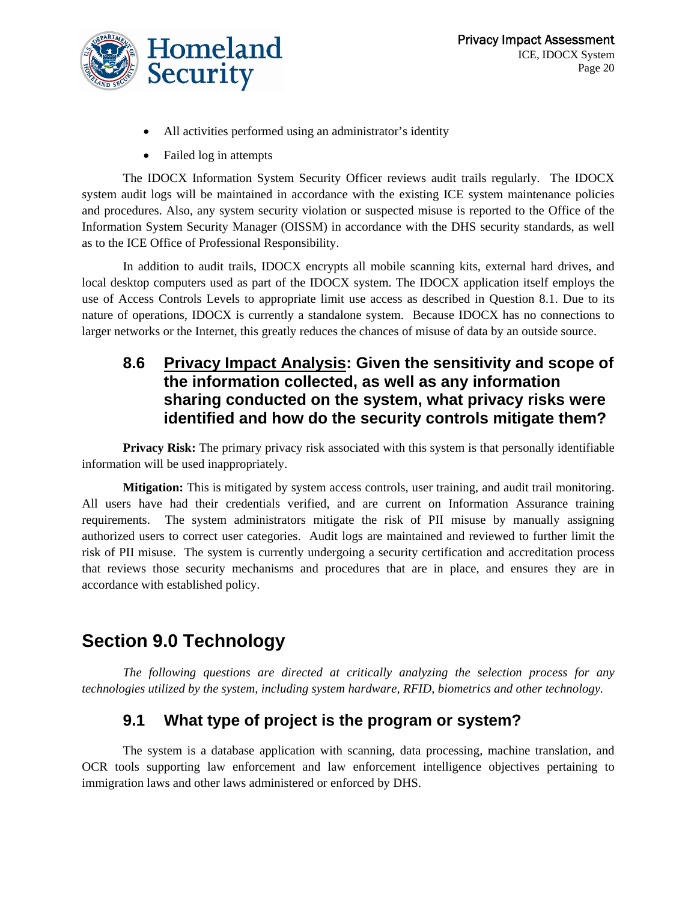- All activities performed using an administrator's identity
- Failed log in attempts

The IDOCX Information System Security Officer reviews audit trails regularly. The IDOCX system audit logs will be maintained in accordance with the existing ICE system maintenance policies and procedures. Also, any system security violation or suspected misuse is reported to the Office of the Information System Security Manager (OISSM) in accordance with the DHS security standards, as well as to the ICE Office of Professional Responsibility.

In addition to audit trails, IDOCX encrypts all mobile scanning kits, external hard drives, and local desktop computers used as part of the IDOCX system. The IDOCX application itself employs the use of Access Controls Levels to appropriate limit use access as described in Question 8.1. Due to its nature of operations, IDOCX is currently a standalone system. Because IDOCX has no connections to larger networks or the Internet, this greatly reduces the chances of misuse of data by an outside source.

### 8.6 Privacy Impact Analysis: Given the sensitivity and scope of the information collected, as well as any information sharing conducted on the system, what privacy risks were identified and how do the security controls mitigate them?

**Privacy Risk:** The primary privacy risk associated with this system is that personally identifiable information will be used inappropriately.

**Mitigation:** This is mitigated by system access controls, user training, and audit trail monitoring. All users have had their credentials verified, and are current on Information Assurance training requirements. The system administrators mitigate the risk of PII misuse by manually assigning authorized users to correct user categories. Audit logs are maintained and reviewed to further limit the risk of PII misuse. The system is currently undergoing a security certification and accreditation process that reviews those security mechanisms and procedures that are in place, and ensures they are in accordance with established policy.

## Section 9.0 Technology

*The following questions are directed at critically analyzing the selection process for any technologies utilized by the system, including system hardware, RFID, biometrics and other technology.*

### 9.1 What type of project is the program or system?

The system is a database application with scanning, data processing, machine translation, and OCR tools supporting law enforcement and law enforcement intelligence objectives pertaining to immigration laws and other laws administered or enforced by DHS.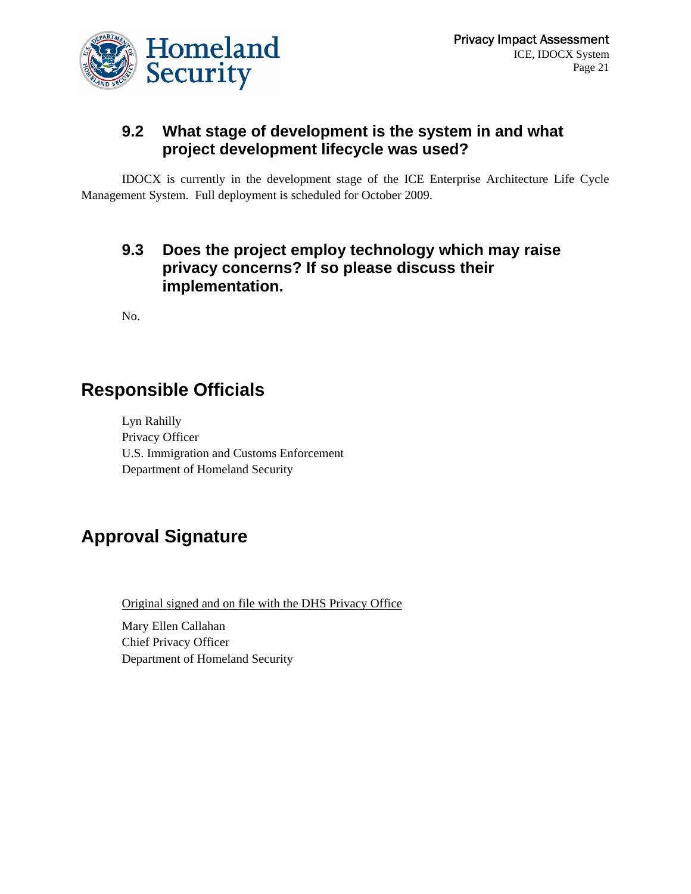### 9.2 What stage of development is the system in and what project development lifecycle was used?

IDOCX is currently in the development stage of the ICE Enterprise Architecture Life Cycle Management System. Full deployment is scheduled for October 2009.

### 9.3 Does the project employ technology which may raise privacy concerns? If so please discuss their implementation.

No.

## Responsible Officials

Lyn Rahilly
Privacy Officer
U.S. Immigration and Customs Enforcement
Department of Homeland Security

## Approval Signature

Original signed and on file with the DHS Privacy Office

Mary Ellen Callahan
Chief Privacy Officer
Department of Homeland Security